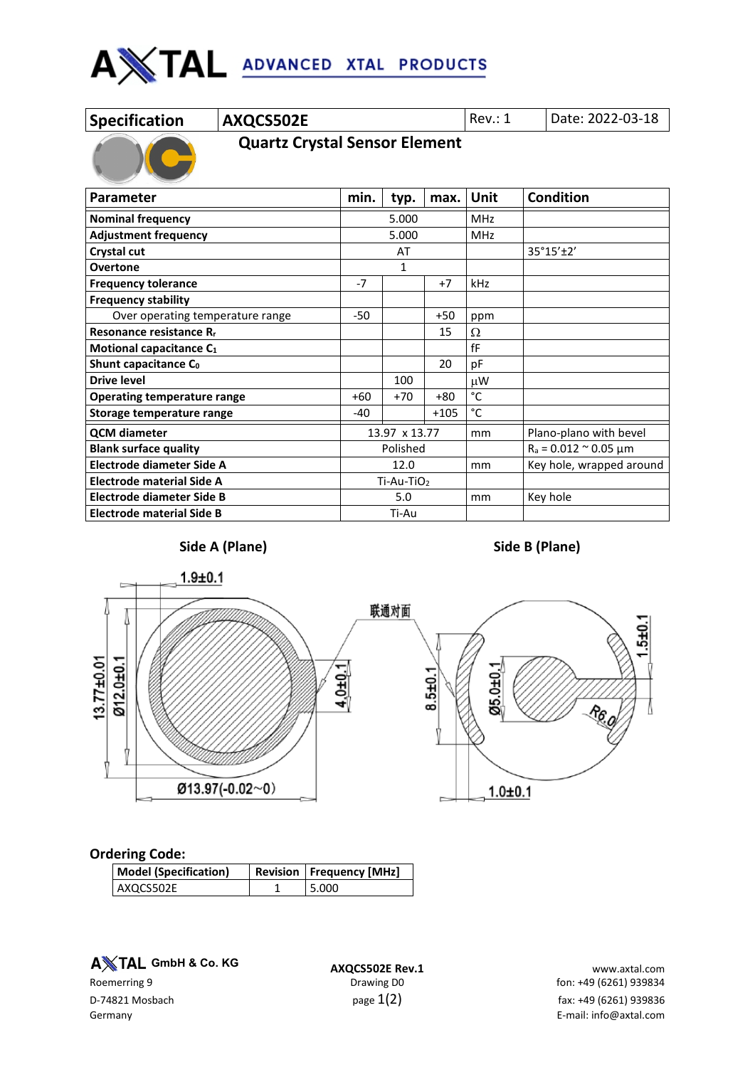| Specification | AXQCS502E | Rev.: 1 | Date: 2022-03-18 |
|---|---|---|---|

## Quartz Crystal Sensor Element

| Parameter | min. | typ. | max. | Unit | Condition |
|---|---|---|---|---|---|
| **Nominal frequency** | | 5.000 | | MHz | |
| **Adjustment frequency** | | 5.000 | | MHz | |
| **Crystal cut** | | AT | | | 35°15'±2' |
| **Overtone** | | 1 | | | |
| **Frequency tolerance** | -7 | | +7 | kHz | |
| **Frequency stability** | | | | | |
| Over operating temperature range | -50 | | +50 | ppm | |
| **Resonance resistance $R_r$** | | | 15 | Ω | |
| **Motional capacitance $C_1$** | | | | fF | |
| **Shunt capacitance $C_0$** | | | 20 | pF | |
| **Drive level** | | 100 | | µW | |
| **Operating temperature range** | +60 | +70 | +80 | °C | |
| **Storage temperature range** | -40 | | +105 | °C | |
| **QCM diameter** | | 13.97 x 13.77 | | mm | Plano-plano with bevel |
| **Blank surface quality** | | Polished | | | $R_a$ = 0.012 ~ 0.05 µm |
| **Electrode diameter Side A** | | 12.0 | | mm | Key hole, wrapped around |
| **Electrode material Side A** | | Ti-Au-$TiO_2$ | | | |
| **Electrode diameter Side B** | | 5.0 | | mm | Key hole |
| **Electrode material Side B** | | Ti-Au | | | |

**Side A (Plane)** **Side B (Plane)**

1.9±0.1
13.77±0.01
Ø12.0±0.1
Ø13.97(-0.02~0)
4.0±0.1
联通对面
8.5±0.1
Ø5.0±0.1
1.5±0.1
R6.0
1.0±0.1

**Ordering Code:**

| Model (Specification) | Revision | Frequency [MHz] |
|---|---|---|
| AXQCS502E | 1 | 5.000 |

AXTAL GmbH & Co. KG
Roemerring 9
D-74821 Mosbach
Germany

AXQCS502E Rev.1
Drawing D0

www.axtal.com
fon: +49 (6261) 939834
fax: +49 (6261) 939836
E-mail: info@axtal.com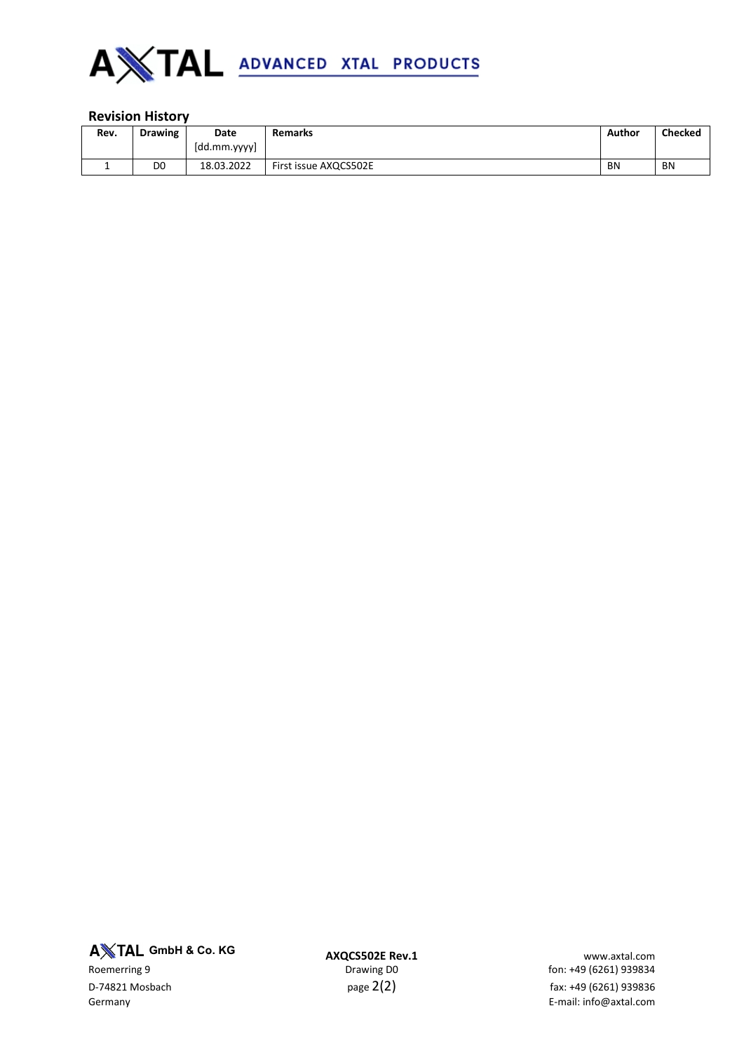## Revision History

| Rev. | Drawing | Date [dd.mm.yyyy] | Remarks | Author | Checked |
|---|---|---|---|---|---|
| 1 | D0 | 18.03.2022 | First issue AXQCS502E | BN | BN |